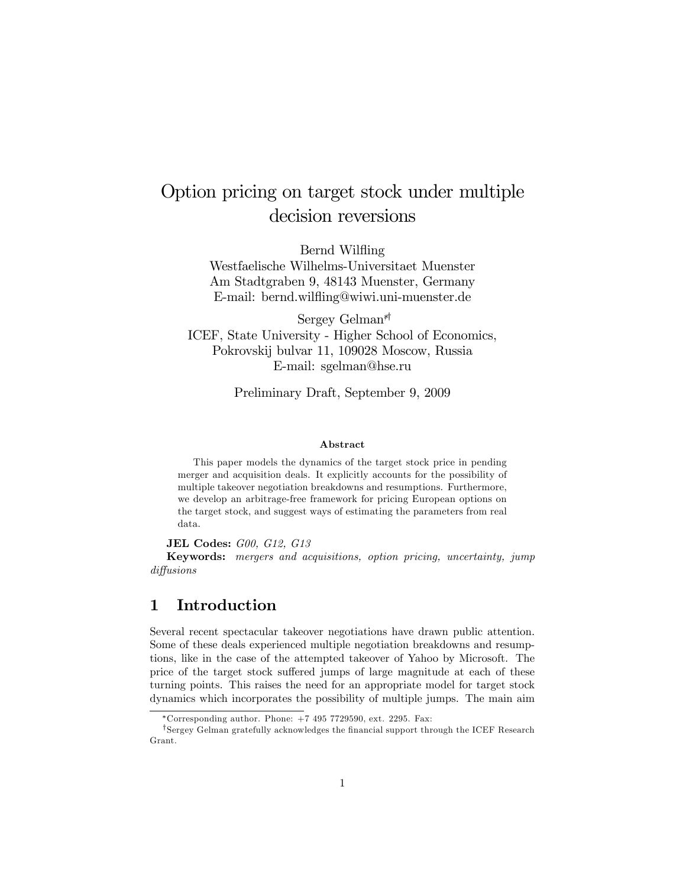# Option pricing on target stock under multiple decision reversions

Bernd Wilfling
Westfaelische Wilhelms-Universitaet Muenster
Am Stadtgraben 9, 48143 Muenster, Germany
E-mail: bernd.wilfling@wiwi.uni-muenster.de

Sergey Gelman[*†]
ICEF, State University - Higher School of Economics,
Pokrovskij bulvar 11, 109028 Moscow, Russia
E-mail: sgelman@hse.ru

Preliminary Draft, September 9, 2009

**Abstract**

This paper models the dynamics of the target stock price in pending merger and acquisition deals. It explicitly accounts for the possibility of multiple takeover negotiation breakdowns and resumptions. Furthermore, we develop an arbitrage-free framework for pricing European options on the target stock, and suggest ways of estimating the parameters from real data.

**JEL Codes:** *G00, G12, G13*

**Keywords:** *mergers and acquisitions, option pricing, uncertainty, jump diffusions*

## 1 Introduction

Several recent spectacular takeover negotiations have drawn public attention. Some of these deals experienced multiple negotiation breakdowns and resumptions, like in the case of the attempted takeover of Yahoo by Microsoft. The price of the target stock suffered jumps of large magnitude at each of these turning points. This raises the need for an appropriate model for target stock dynamics which incorporates the possibility of multiple jumps. The main aim

[*] Corresponding author. Phone: +7 495 7729590, ext. 2295. Fax:

[†] Sergey Gelman gratefully acknowledges the financial support through the ICEF Research Grant.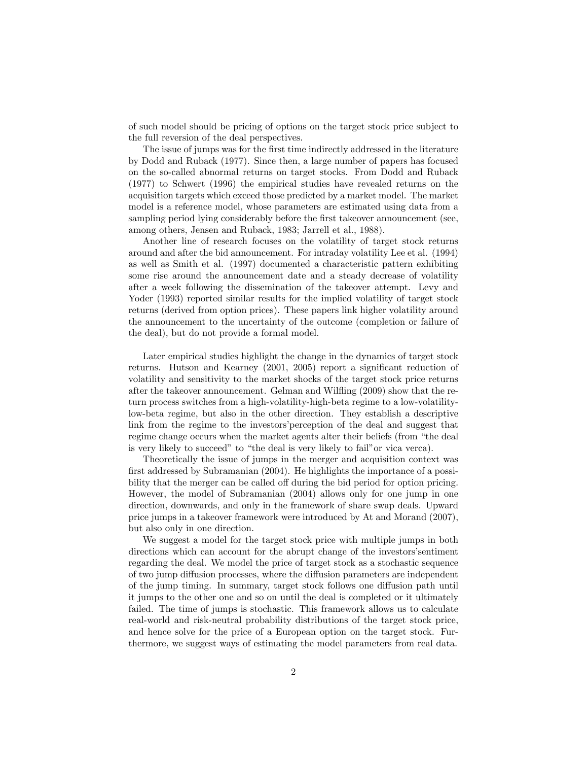of such model should be pricing of options on the target stock price subject to the full reversion of the deal perspectives.

The issue of jumps was for the first time indirectly addressed in the literature by Dodd and Ruback (1977). Since then, a large number of papers has focused on the so-called abnormal returns on target stocks. From Dodd and Ruback (1977) to Schwert (1996) the empirical studies have revealed returns on the acquisition targets which exceed those predicted by a market model. The market model is a reference model, whose parameters are estimated using data from a sampling period lying considerably before the first takeover announcement (see, among others, Jensen and Ruback, 1983; Jarrell et al., 1988).

Another line of research focuses on the volatility of target stock returns around and after the bid announcement. For intraday volatility Lee et al. (1994) as well as Smith et al. (1997) documented a characteristic pattern exhibiting some rise around the announcement date and a steady decrease of volatility after a week following the dissemination of the takeover attempt. Levy and Yoder (1993) reported similar results for the implied volatility of target stock returns (derived from option prices). These papers link higher volatility around the announcement to the uncertainty of the outcome (completion or failure of the deal), but do not provide a formal model.

Later empirical studies highlight the change in the dynamics of target stock returns. Hutson and Kearney (2001, 2005) report a significant reduction of volatility and sensitivity to the market shocks of the target stock price returns after the takeover announcement. Gelman and Wilfling (2009) show that the return process switches from a high-volatility-high-beta regime to a low-volatility-low-beta regime, but also in the other direction. They establish a descriptive link from the regime to the investors'perception of the deal and suggest that regime change occurs when the market agents alter their beliefs (from "the deal is very likely to succeed" to "the deal is very likely to fail"or vica verca).

Theoretically the issue of jumps in the merger and acquisition context was first addressed by Subramanian (2004). He highlights the importance of a possibility that the merger can be called off during the bid period for option pricing. However, the model of Subramanian (2004) allows only for one jump in one direction, downwards, and only in the framework of share swap deals. Upward price jumps in a takeover framework were introduced by At and Morand (2007), but also only in one direction.

We suggest a model for the target stock price with multiple jumps in both directions which can account for the abrupt change of the investors'sentiment regarding the deal. We model the price of target stock as a stochastic sequence of two jump diffusion processes, where the diffusion parameters are independent of the jump timing. In summary, target stock follows one diffusion path until it jumps to the other one and so on until the deal is completed or it ultimately failed. The time of jumps is stochastic. This framework allows us to calculate real-world and risk-neutral probability distributions of the target stock price, and hence solve for the price of a European option on the target stock. Furthermore, we suggest ways of estimating the model parameters from real data.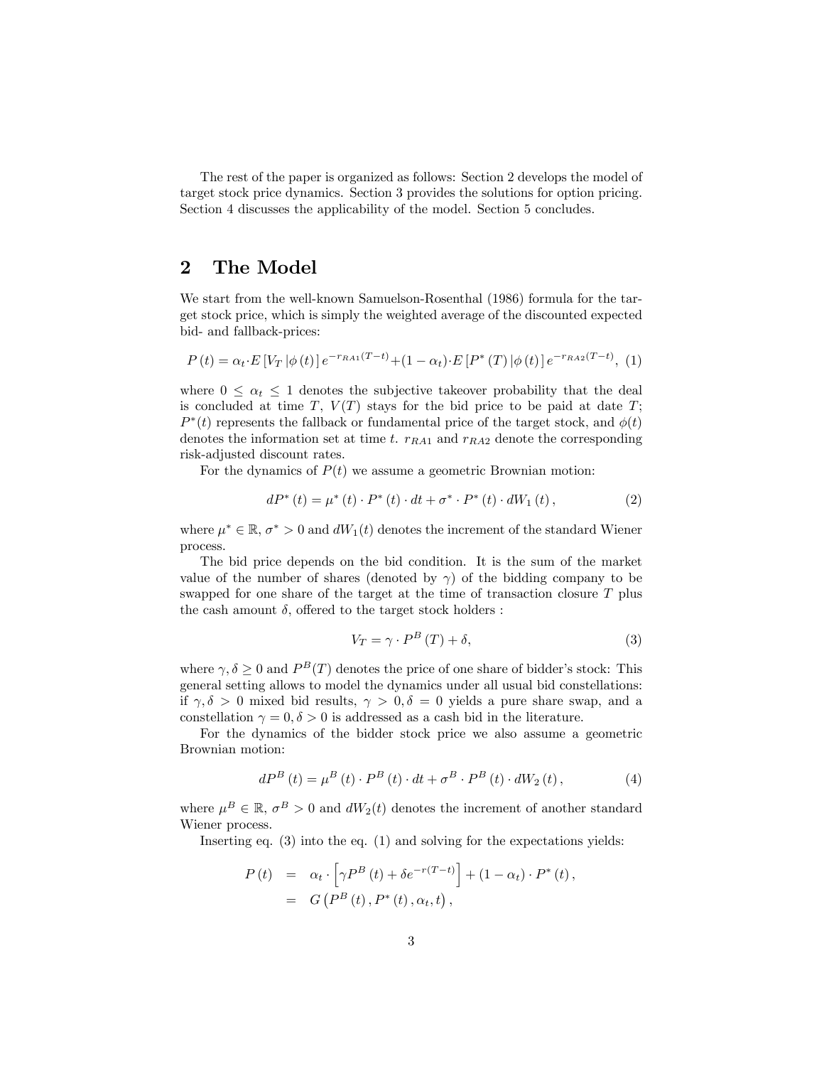The rest of the paper is organized as follows: Section 2 develops the model of target stock price dynamics. Section 3 provides the solutions for option pricing. Section 4 discusses the applicability of the model. Section 5 concludes.

## 2 The Model

We start from the well-known Samuelson-Rosenthal (1986) formula for the target stock price, which is simply the weighted average of the discounted expected bid- and fallback-prices:

$$P(t) = \alpha_t \cdot E\left[V_T \left| \phi(t)\right.\right] e^{-r_{RA1}(T-t)} + (1-\alpha_t) \cdot E\left[P^*(T) \left| \phi(t)\right.\right] e^{-r_{RA2}(T-t)}, \quad (1)$$

where $0 \leq \alpha_t \leq 1$ denotes the subjective takeover probability that the deal is concluded at time $T$, $V(T)$ stays for the bid price to be paid at date $T$; $P^*(t)$ represents the fallback or fundamental price of the target stock, and $\phi(t)$ denotes the information set at time $t$. $r_{RA1}$ and $r_{RA2}$ denote the corresponding risk-adjusted discount rates.

For the dynamics of $P(t)$ we assume a geometric Brownian motion:

$$dP^*(t) = \mu^*(t) \cdot P^*(t) \cdot dt + \sigma^* \cdot P^*(t) \cdot dW_1(t), \quad (2)$$

where $\mu^* \in \mathbb{R}$, $\sigma^* > 0$ and $dW_1(t)$ denotes the increment of the standard Wiener process.

The bid price depends on the bid condition. It is the sum of the market value of the number of shares (denoted by $\gamma$) of the bidding company to be swapped for one share of the target at the time of transaction closure $T$ plus the cash amount $\delta$, offered to the target stock holders :

$$V_T = \gamma \cdot P^B(T) + \delta, \quad (3)$$

where $\gamma, \delta \geq 0$ and $P^B(T)$ denotes the price of one share of bidder's stock: This general setting allows to model the dynamics under all usual bid constellations: if $\gamma, \delta > 0$ mixed bid results, $\gamma > 0, \delta = 0$ yields a pure share swap, and a constellation $\gamma = 0, \delta > 0$ is addressed as a cash bid in the literature.

For the dynamics of the bidder stock price we also assume a geometric Brownian motion:

$$dP^B(t) = \mu^B(t) \cdot P^B(t) \cdot dt + \sigma^B \cdot P^B(t) \cdot dW_2(t), \quad (4)$$

where $\mu^B \in \mathbb{R}$, $\sigma^B > 0$ and $dW_2(t)$ denotes the increment of another standard Wiener process.

Inserting eq. (3) into the eq. (1) and solving for the expectations yields:

$$\begin{aligned} P(t) &= \alpha_t \cdot \left[\gamma P^B(t) + \delta e^{-r(T-t)}\right] + (1-\alpha_t) \cdot P^*(t), \\ &= G\left(P^B(t), P^*(t), \alpha_t, t\right), \end{aligned}$$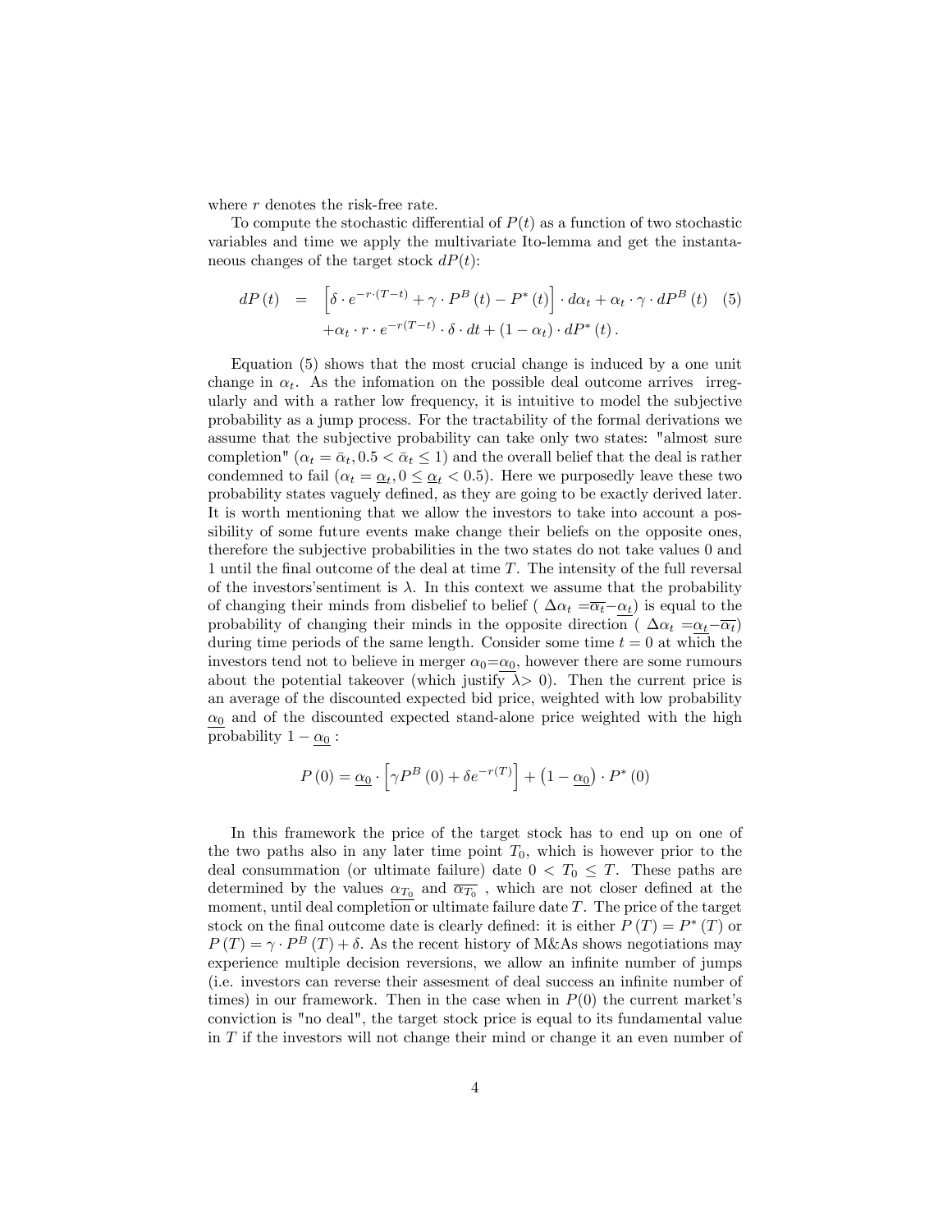where $r$ denotes the risk-free rate.

To compute the stochastic differential of $P(t)$ as a function of two stochastic variables and time we apply the multivariate Ito-lemma and get the instantaneous changes of the target stock $dP(t)$:

$$
\begin{aligned}
dP(t) &= \left[\delta \cdot e^{-r\cdot(T-t)} + \gamma \cdot P^B(t) - P^*(t)\right] \cdot d\alpha_t + \alpha_t \cdot \gamma \cdot dP^B(t) \quad (5) \\
&\quad + \alpha_t \cdot r \cdot e^{-r(T-t)} \cdot \delta \cdot dt + (1-\alpha_t) \cdot dP^*(t).
\end{aligned}
$$

Equation (5) shows that the most crucial change is induced by a one unit change in $\alpha_t$. As the infomation on the possible deal outcome arrives irregularly and with a rather low frequency, it is intuitive to model the subjective probability as a jump process. For the tractability of the formal derivations we assume that the subjective probability can take only two states: "almost sure completion" ($\alpha_t = \bar{\alpha}_t, 0.5 < \bar{\alpha}_t \leq 1$) and the overall belief that the deal is rather condemned to fail ($\alpha_t = \underline{\alpha}_t, 0 \leq \underline{\alpha}_t < 0.5$). Here we purposedly leave these two probability states vaguely defined, as they are going to be exactly derived later. It is worth mentioning that we allow the investors to take into account a possibility of some future events make change their beliefs on the opposite ones, therefore the subjective probabilities in the two states do not take values 0 and 1 until the final outcome of the deal at time $T$. The intensity of the full reversal of the investors'sentiment is $\lambda$. In this context we assume that the probability of changing their minds from disbelief to belief ( $\Delta\alpha_t = \overline{\alpha_t} - \underline{\alpha_t}$) is equal to the probability of changing their minds in the opposite direction ( $\Delta\alpha_t = \underline{\alpha_t} - \overline{\alpha_t}$) during time periods of the same length. Consider some time $t = 0$ at which the investors tend not to believe in merger $\alpha_0 = \underline{\alpha_0}$, however there are some rumours about the potential takeover (which justify $\lambda > 0$). Then the current price is an average of the discounted expected bid price, weighted with low probability $\underline{\alpha_0}$ and of the discounted expected stand-alone price weighted with the high probability $1 - \underline{\alpha_0}$ :

$$
P(0) = \underline{\alpha_0} \cdot \left[\gamma P^B(0) + \delta e^{-r(T)}\right] + \left(1 - \underline{\alpha_0}\right) \cdot P^*(0)
$$

In this framework the price of the target stock has to end up on one of the two paths also in any later time point $T_0$, which is however prior to the deal consummation (or ultimate failure) date $0 < T_0 \leq T$. These paths are determined by the values $\underline{\alpha_{T_0}}$ and $\overline{\alpha_{T_0}}$ , which are not closer defined at the moment, until deal completion or ultimate failure date $T$. The price of the target stock on the final outcome date is clearly defined: it is either $P(T) = P^*(T)$ or $P(T) = \gamma \cdot P^B(T) + \delta$. As the recent history of M&As shows negotiations may experience multiple decision reversions, we allow an infinite number of jumps (i.e. investors can reverse their assesment of deal success an infinite number of times) in our framework. Then in the case when in $P(0)$ the current market's conviction is "no deal", the target stock price is equal to its fundamental value in $T$ if the investors will not change their mind or change it an even number of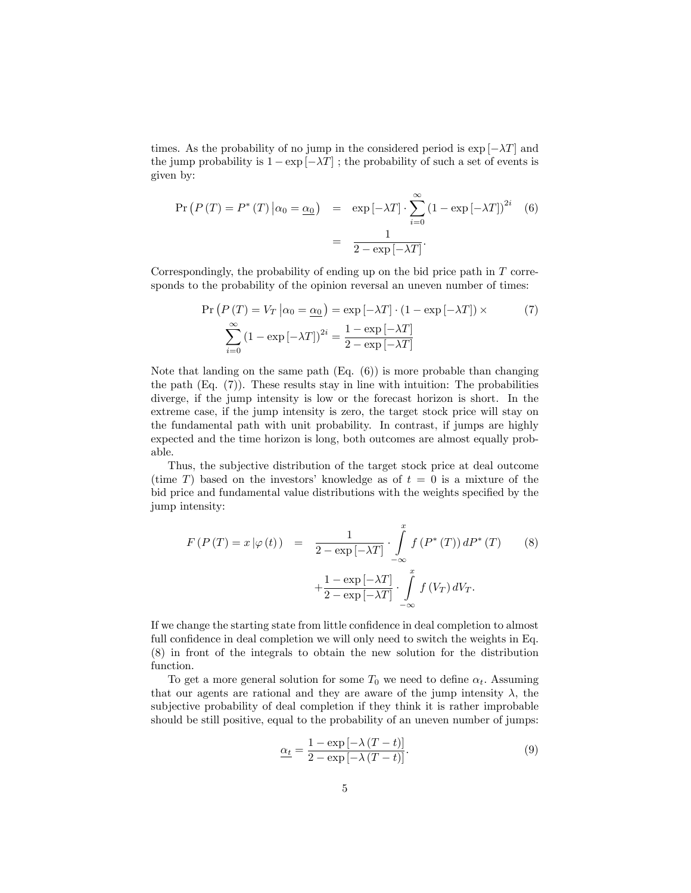times. As the probability of no jump in the considered period is $\exp[-\lambda T]$ and the jump probability is $1 - \exp[-\lambda T]$ ; the probability of such a set of events is given by:

$$
\begin{aligned}
\Pr\left(P(T) = P^*(T) \,\middle|\, \alpha_0 = \underline{\alpha_0}\right) &= \exp[-\lambda T] \cdot \sum_{i=0}^{\infty} \left(1 - \exp[-\lambda T]\right)^{2i} \\
&= \frac{1}{2 - \exp[-\lambda T]}.
\end{aligned} \tag{6}
$$

Correspondingly, the probability of ending up on the bid price path in $T$ corresponds to the probability of the opinion reversal an uneven number of times:

$$
\begin{aligned}
\Pr\left(P(T) = V_T \,\middle|\, \alpha_0 = \underline{\alpha_0}\right) = \exp[-\lambda T] \cdot \left(1 - \exp[-\lambda T]\right) \times \\
\sum_{i=0}^{\infty} \left(1 - \exp[-\lambda T]\right)^{2i} = \frac{1 - \exp[-\lambda T]}{2 - \exp[-\lambda T]}
\end{aligned} \tag{7}
$$

Note that landing on the same path (Eq. (6)) is more probable than changing the path (Eq. (7)). These results stay in line with intuition: The probabilities diverge, if the jump intensity is low or the forecast horizon is short. In the extreme case, if the jump intensity is zero, the target stock price will stay on the fundamental path with unit probability. In contrast, if jumps are highly expected and the time horizon is long, both outcomes are almost equally probable.

Thus, the subjective distribution of the target stock price at deal outcome (time $T$) based on the investors' knowledge as of $t = 0$ is a mixture of the bid price and fundamental value distributions with the weights specified by the jump intensity:

$$
\begin{aligned}
F\left(P(T) = x \,|\, \varphi(t)\right) &= \frac{1}{2 - \exp[-\lambda T]} \cdot \int_{-\infty}^{x} f\left(P^*(T)\right) dP^*(T) \\
&\quad + \frac{1 - \exp[-\lambda T]}{2 - \exp[-\lambda T]} \cdot \int_{-\infty}^{x} f(V_T)\, dV_T.
\end{aligned} \tag{8}
$$

If we change the starting state from little confidence in deal completion to almost full confidence in deal completion we will only need to switch the weights in Eq. (8) in front of the integrals to obtain the new solution for the distribution function.

To get a more general solution for some $T_0$ we need to define $\alpha_t$. Assuming that our agents are rational and they are aware of the jump intensity $\lambda$, the subjective probability of deal completion if they think it is rather improbable should be still positive, equal to the probability of an uneven number of jumps:

$$
\underline{\alpha_t} = \frac{1 - \exp[-\lambda(T - t)]}{2 - \exp[-\lambda(T - t)]}. \tag{9}
$$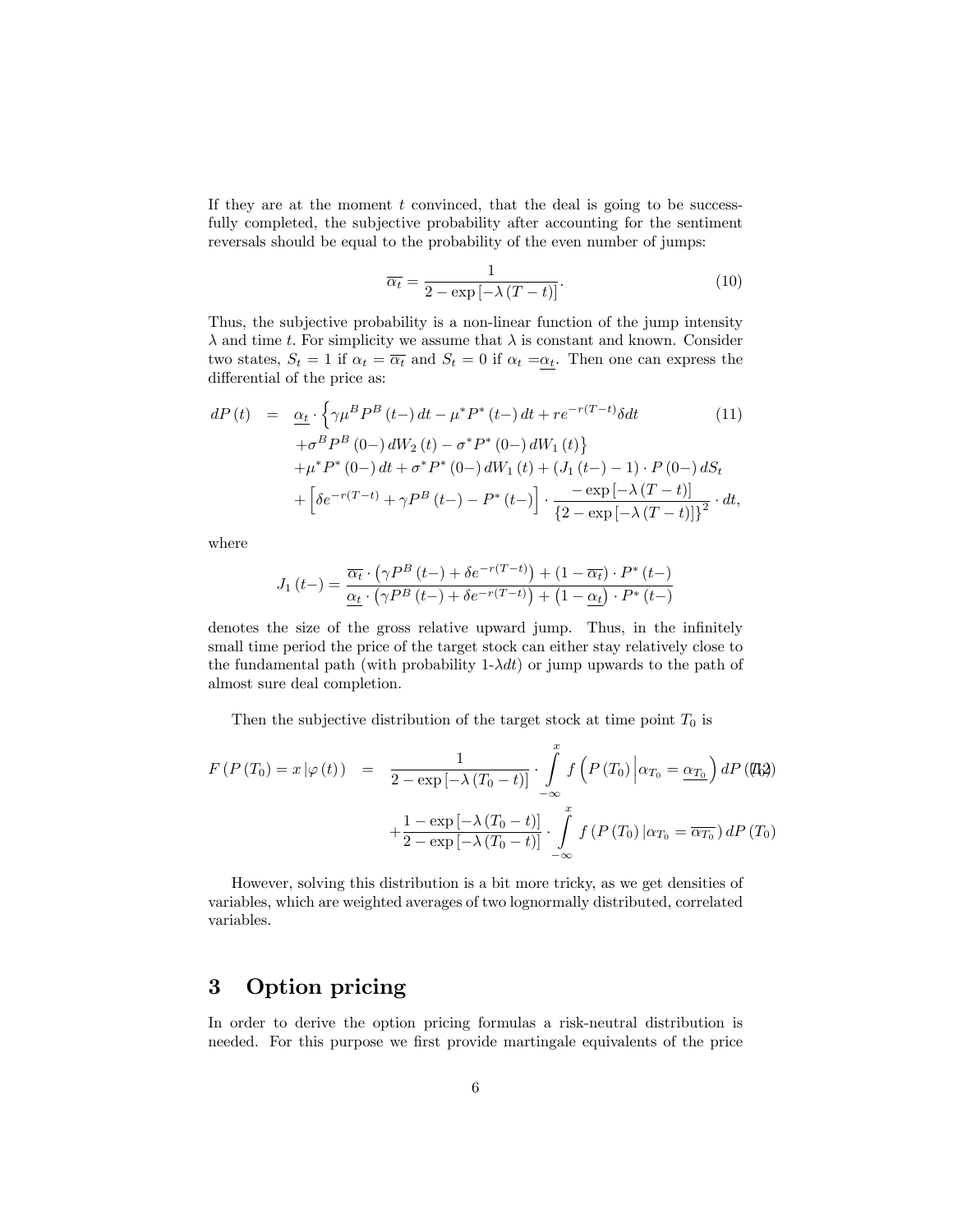If they are at the moment $t$ convinced, that the deal is going to be successfully completed, the subjective probability after accounting for the sentiment reversals should be equal to the probability of the even number of jumps:

$$\overline{\alpha_t} = \frac{1}{2 - \exp\left[-\lambda\left(T-t\right)\right]}. \tag{10}$$

Thus, the subjective probability is a non-linear function of the jump intensity $\lambda$ and time $t$. For simplicity we assume that $\lambda$ is constant and known. Consider two states, $S_t = 1$ if $\alpha_t = \overline{\alpha_t}$ and $S_t = 0$ if $\alpha_t = \underline{\alpha_t}$. Then one can express the differential of the price as:

$$\begin{aligned}
dP\left(t\right) = \; & \underline{\alpha_t} \cdot \Big\{ \gamma \mu^B P^B\left(t-\right) dt - \mu^* P^*\left(t-\right) dt + r e^{-r(T-t)} \delta dt \\
& + \sigma^B P^B\left(0-\right) dW_2\left(t\right) - \sigma^* P^*\left(0-\right) dW_1\left(t\right) \Big\} \\
& + \mu^* P^*\left(0-\right) dt + \sigma^* P^*\left(0-\right) dW_1\left(t\right) + \left(J_1\left(t-\right) - 1\right) \cdot P\left(0-\right) dS_t \\
& + \left[ \delta e^{-r(T-t)} + \gamma P^B\left(t-\right) - P^*\left(t-\right) \right] \cdot \frac{-\exp\left[-\lambda\left(T-t\right)\right]}{\left\{2 - \exp\left[-\lambda\left(T-t\right)\right]\right\}^2} \cdot dt,
\end{aligned} \tag{11}$$

where

$$J_1\left(t-\right) = \frac{\overline{\alpha_t} \cdot \left(\gamma P^B\left(t-\right) + \delta e^{-r(T-t)}\right) + \left(1 - \overline{\alpha_t}\right) \cdot P^*\left(t-\right)}{\underline{\alpha_t} \cdot \left(\gamma P^B\left(t-\right) + \delta e^{-r(T-t)}\right) + \left(1 - \underline{\alpha_t}\right) \cdot P^*\left(t-\right)}$$

denotes the size of the gross relative upward jump. Thus, in the infinitely small time period the price of the target stock can either stay relatively close to the fundamental path (with probability 1-$\lambda dt$) or jump upwards to the path of almost sure deal completion.

Then the subjective distribution of the target stock at time point $T_0$ is

$$\begin{aligned}
F\left(P\left(T_0\right) = x \left| \varphi\left(t\right)\right.\right) = \; & \frac{1}{2 - \exp\left[-\lambda\left(T_0 - t\right)\right]} \cdot \int_{-\infty}^{x} f\left(P\left(T_0\right) \middle| \alpha_{T_0} = \underline{\alpha_{T_0}}\right) dP\left(T_0\right) \\
& + \frac{1 - \exp\left[-\lambda\left(T_0 - t\right)\right]}{2 - \exp\left[-\lambda\left(T_0 - t\right)\right]} \cdot \int_{-\infty}^{x} f\left(P\left(T_0\right) \middle| \alpha_{T_0} = \overline{\alpha_{T_0}}\right) dP\left(T_0\right)
\end{aligned} \tag{12}$$

However, solving this distribution is a bit more tricky, as we get densities of variables, which are weighted averages of two lognormally distributed, correlated variables.

## 3 Option pricing

In order to derive the option pricing formulas a risk-neutral distribution is needed. For this purpose we first provide martingale equivalents of the price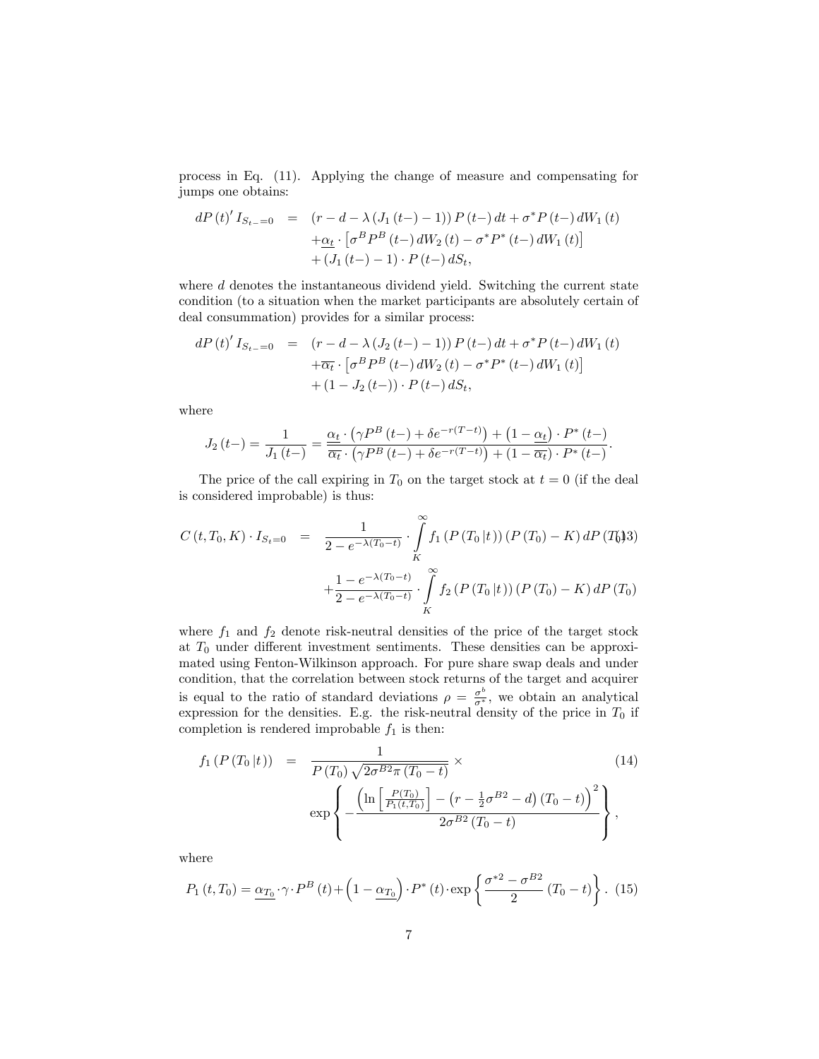process in Eq. (11). Applying the change of measure and compensating for jumps one obtains:

$$
\begin{aligned}
dP(t)' I_{S_{t-}=0} \quad = \quad & (r - d - \lambda (J_1(t-) - 1)) P(t-) dt + \sigma^* P(t-) dW_1(t) \\
& + \underline{\alpha_t} \cdot \left[ \sigma^B P^B(t-) dW_2(t) - \sigma^* P^*(t-) dW_1(t) \right] \\
& + (J_1(t-) - 1) \cdot P(t-) dS_t,
\end{aligned}
$$

where $d$ denotes the instantaneous dividend yield. Switching the current state condition (to a situation when the market participants are absolutely certain of deal consummation) provides for a similar process:

$$
\begin{aligned}
dP(t)' I_{S_{t-}=0} \quad = \quad & (r - d - \lambda (J_2(t-) - 1)) P(t-) dt + \sigma^* P(t-) dW_1(t) \\
& + \overline{\alpha_t} \cdot \left[ \sigma^B P^B(t-) dW_2(t) - \sigma^* P^*(t-) dW_1(t) \right] \\
& + (1 - J_2(t-)) \cdot P(t-) dS_t,
\end{aligned}
$$

where

$$
J_2(t-) = \frac{1}{J_1(t-)} = \frac{\underline{\alpha_t} \cdot \left( \gamma P^B(t-) + \delta e^{-r(T-t)} \right) + \left(1 - \underline{\alpha_t}\right) \cdot P^*(t-)}{\overline{\alpha_t} \cdot \left( \gamma P^B(t-) + \delta e^{-r(T-t)} \right) + \left(1 - \overline{\alpha_t}\right) \cdot P^*(t-)}.
$$

The price of the call expiring in $T_0$ on the target stock at $t = 0$ (if the deal is considered improbable) is thus:

$$
\begin{aligned}
C(t, T_0, K) \cdot I_{S_t=0} \quad = \quad & \frac{1}{2 - e^{-\lambda(T_0 - t)}} \cdot \int_K^\infty f_1(P(T_0 | t)) (P(T_0) - K) dP(T_0) \\
& + \frac{1 - e^{-\lambda(T_0 - t)}}{2 - e^{-\lambda(T_0 - t)}} \cdot \int_K^\infty f_2(P(T_0 | t)) (P(T_0) - K) dP(T_0)
\end{aligned} \tag{13}
$$

where $f_1$ and $f_2$ denote risk-neutral densities of the price of the target stock at $T_0$ under different investment sentiments. These densities can be approximated using Fenton-Wilkinson approach. For pure share swap deals and under condition, that the correlation between stock returns of the target and acquirer is equal to the ratio of standard deviations $\rho = \frac{\sigma^b}{\sigma^*}$, we obtain an analytical expression for the densities. E.g. the risk-neutral density of the price in $T_0$ if completion is rendered improbable $f_1$ is then:

$$
\begin{aligned}
f_1(P(T_0 | t)) \quad = \quad & \frac{1}{P(T_0) \sqrt{2\sigma^{B2} \pi (T_0 - t)}} \times \\
& \exp \left\{ - \frac{\left( \ln \left[ \frac{P(T_0)}{P_1(t, T_0)} \right] - \left( r - \frac{1}{2} \sigma^{B2} - d \right) (T_0 - t) \right)^2}{2\sigma^{B2} (T_0 - t)} \right\},
\end{aligned} \tag{14}
$$

where

$$
P_1(t, T_0) = \underline{\alpha_{T_0}} \cdot \gamma \cdot P^B(t) + \left(1 - \underline{\alpha_{T_0}}\right) \cdot P^*(t) \cdot \exp \left\{ \frac{\sigma^{*2} - \sigma^{B2}}{2} (T_0 - t) \right\}. \tag{15}
$$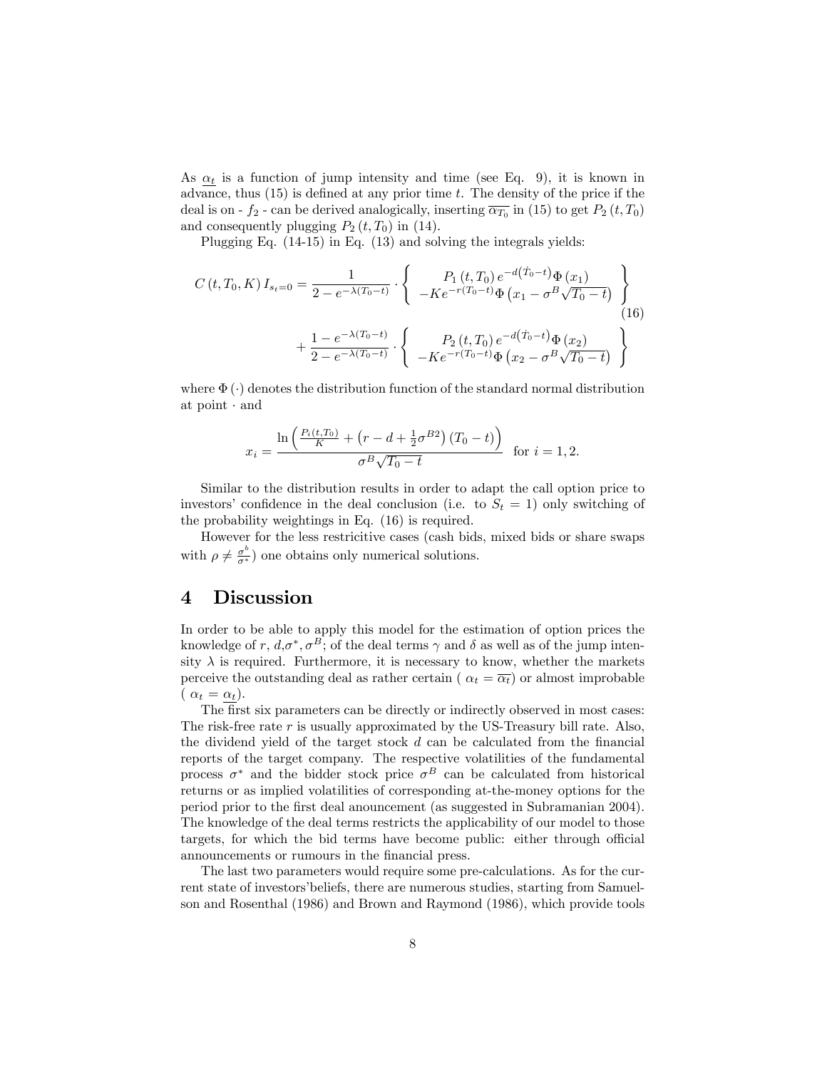As $\underline{\alpha_t}$ is a function of jump intensity and time (see Eq. 9), it is known in advance, thus (15) is defined at any prior time $t$. The density of the price if the deal is on - $f_2$ - can be derived analogically, inserting $\overline{\alpha_{T_0}}$ in (15) to get $P_2(t, T_0)$ and consequently plugging $P_2(t, T_0)$ in (14).

Plugging Eq. (14-15) in Eq. (13) and solving the integrals yields:

$$
\begin{aligned}
C(t, T_0, K)\, I_{s_t=0} = \frac{1}{2 - e^{-\lambda(T_0 - t)}} \cdot & \left\{ \begin{array}{c} P_1(t, T_0)\, e^{-d(\dot{T}_0 - t)} \Phi(x_1) \\ -K e^{-r(T_0 - t)} \Phi\left(x_1 - \sigma^B \sqrt{T_0 - t}\right) \end{array} \right\} \\
+ \frac{1 - e^{-\lambda(T_0 - t)}}{2 - e^{-\lambda(T_0 - t)}} \cdot & \left\{ \begin{array}{c} P_2(t, T_0)\, e^{-d(\dot{T}_0 - t)} \Phi(x_2) \\ -K e^{-r(T_0 - t)} \Phi\left(x_2 - \sigma^B \sqrt{T_0 - t}\right) \end{array} \right\}
\end{aligned}
\tag{16}
$$

where $\Phi(\cdot)$ denotes the distribution function of the standard normal distribution at point $\cdot$ and

$$
x_i = \frac{\ln\left(\frac{P_i(t, T_0)}{K} + \left(r - d + \frac{1}{2}\sigma^{B2}\right)(T_0 - t)\right)}{\sigma^B \sqrt{T_0 - t}} \quad \text{for } i = 1, 2.
$$

Similar to the distribution results in order to adapt the call option price to investors' confidence in the deal conclusion (i.e. to $S_t = 1$) only switching of the probability weightings in Eq. (16) is required.

However for the less restricitive cases (cash bids, mixed bids or share swaps with $\rho \neq \frac{\sigma^b}{\sigma^*}$) one obtains only numerical solutions.

# 4 Discussion

In order to be able to apply this model for the estimation of option prices the knowledge of $r$, $d$,$\sigma^*$, $\sigma^B$; of the deal terms $\gamma$ and $\delta$ as well as of the jump intensity $\lambda$ is required. Furthermore, it is necessary to know, whether the markets perceive the outstanding deal as rather certain ( $\alpha_t = \overline{\alpha_t}$) or almost improbable ( $\alpha_t = \underline{\alpha_t}$).

The first six parameters can be directly or indirectly observed in most cases: The risk-free rate $r$ is usually approximated by the US-Treasury bill rate. Also, the dividend yield of the target stock $d$ can be calculated from the financial reports of the target company. The respective volatilities of the fundamental process $\sigma^*$ and the bidder stock price $\sigma^B$ can be calculated from historical returns or as implied volatilities of corresponding at-the-money options for the period prior to the first deal anouncement (as suggested in Subramanian 2004). The knowledge of the deal terms restricts the applicability of our model to those targets, for which the bid terms have become public: either through official announcements or rumours in the financial press.

The last two parameters would require some pre-calculations. As for the current state of investors'beliefs, there are numerous studies, starting from Samuelson and Rosenthal (1986) and Brown and Raymond (1986), which provide tools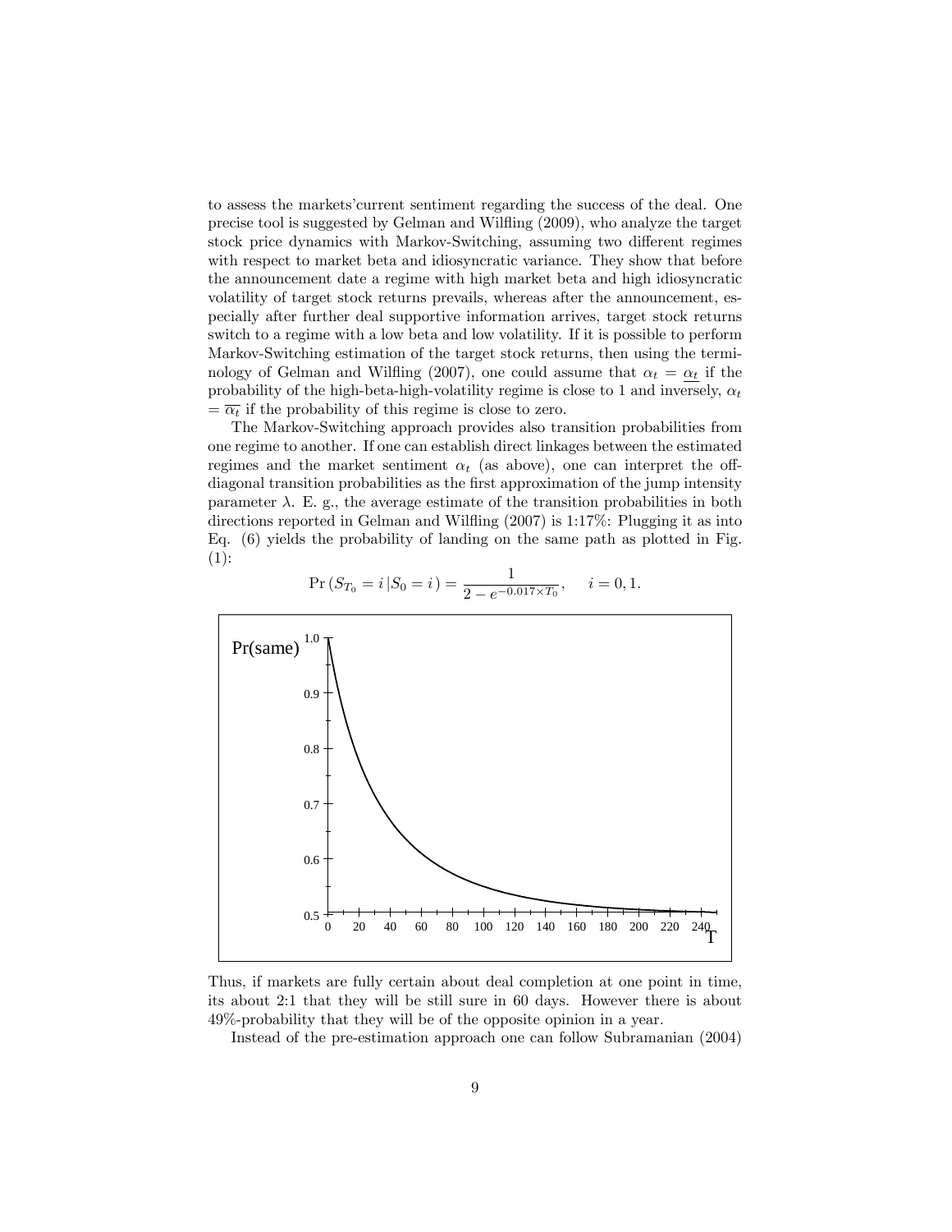to assess the markets'current sentiment regarding the success of the deal. One precise tool is suggested by Gelman and Wilfling (2009), who analyze the target stock price dynamics with Markov-Switching, assuming two different regimes with respect to market beta and idiosyncratic variance. They show that before the announcement date a regime with high market beta and high idiosyncratic volatility of target stock returns prevails, whereas after the announcement, especially after further deal supportive information arrives, target stock returns switch to a regime with a low beta and low volatility. If it is possible to perform Markov-Switching estimation of the target stock returns, then using the terminology of Gelman and Wilfling (2007), one could assume that $\alpha_t = \underline{\alpha_t}$ if the probability of the high-beta-high-volatility regime is close to 1 and inversely, $\alpha_t = \overline{\alpha_t}$ if the probability of this regime is close to zero.

The Markov-Switching approach provides also transition probabilities from one regime to another. If one can establish direct linkages between the estimated regimes and the market sentiment $\alpha_t$ (as above), one can interpret the off-diagonal transition probabilities as the first approximation of the jump intensity parameter $\lambda$. E. g., the average estimate of the transition probabilities in both directions reported in Gelman and Wilfling (2007) is 1:17%: Plugging it as into Eq. (6) yields the probability of landing on the same path as plotted in Fig. (1):

$$\Pr\left(S_{T_0} = i \,|S_0 = i\right) = \frac{1}{2 - e^{-0.017 \times T_0}}, \quad i = 0, 1.$$

Thus, if markets are fully certain about deal completion at one point in time, its about 2:1 that they will be still sure in 60 days. However there is about 49%-probability that they will be of the opposite opinion in a year.

Instead of the pre-estimation approach one can follow Subramanian (2004)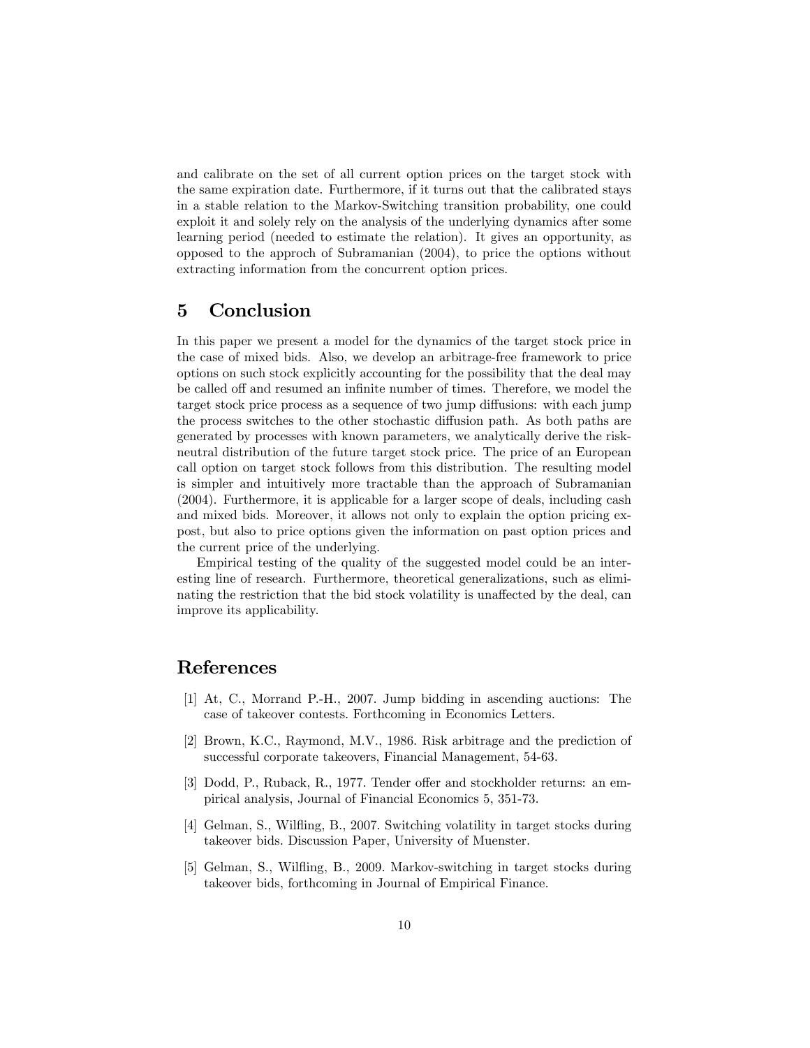and calibrate on the set of all current option prices on the target stock with the same expiration date. Furthermore, if it turns out that the calibrated stays in a stable relation to the Markov-Switching transition probability, one could exploit it and solely rely on the analysis of the underlying dynamics after some learning period (needed to estimate the relation). It gives an opportunity, as opposed to the approch of Subramanian (2004), to price the options without extracting information from the concurrent option prices.

# 5 Conclusion

In this paper we present a model for the dynamics of the target stock price in the case of mixed bids. Also, we develop an arbitrage-free framework to price options on such stock explicitly accounting for the possibility that the deal may be called off and resumed an infinite number of times. Therefore, we model the target stock price process as a sequence of two jump diffusions: with each jump the process switches to the other stochastic diffusion path. As both paths are generated by processes with known parameters, we analytically derive the risk-neutral distribution of the future target stock price. The price of an European call option on target stock follows from this distribution. The resulting model is simpler and intuitively more tractable than the approach of Subramanian (2004). Furthermore, it is applicable for a larger scope of deals, including cash and mixed bids. Moreover, it allows not only to explain the option pricing ex-post, but also to price options given the information on past option prices and the current price of the underlying.

Empirical testing of the quality of the suggested model could be an interesting line of research. Furthermore, theoretical generalizations, such as eliminating the restriction that the bid stock volatility is unaffected by the deal, can improve its applicability.

# References

[1] At, C., Morrand P.-H., 2007. Jump bidding in ascending auctions: The case of takeover contests. Forthcoming in Economics Letters.

[2] Brown, K.C., Raymond, M.V., 1986. Risk arbitrage and the prediction of successful corporate takeovers, Financial Management, 54-63.

[3] Dodd, P., Ruback, R., 1977. Tender offer and stockholder returns: an empirical analysis, Journal of Financial Economics 5, 351-73.

[4] Gelman, S., Wilfling, B., 2007. Switching volatility in target stocks during takeover bids. Discussion Paper, University of Muenster.

[5] Gelman, S., Wilfling, B., 2009. Markov-switching in target stocks during takeover bids, forthcoming in Journal of Empirical Finance.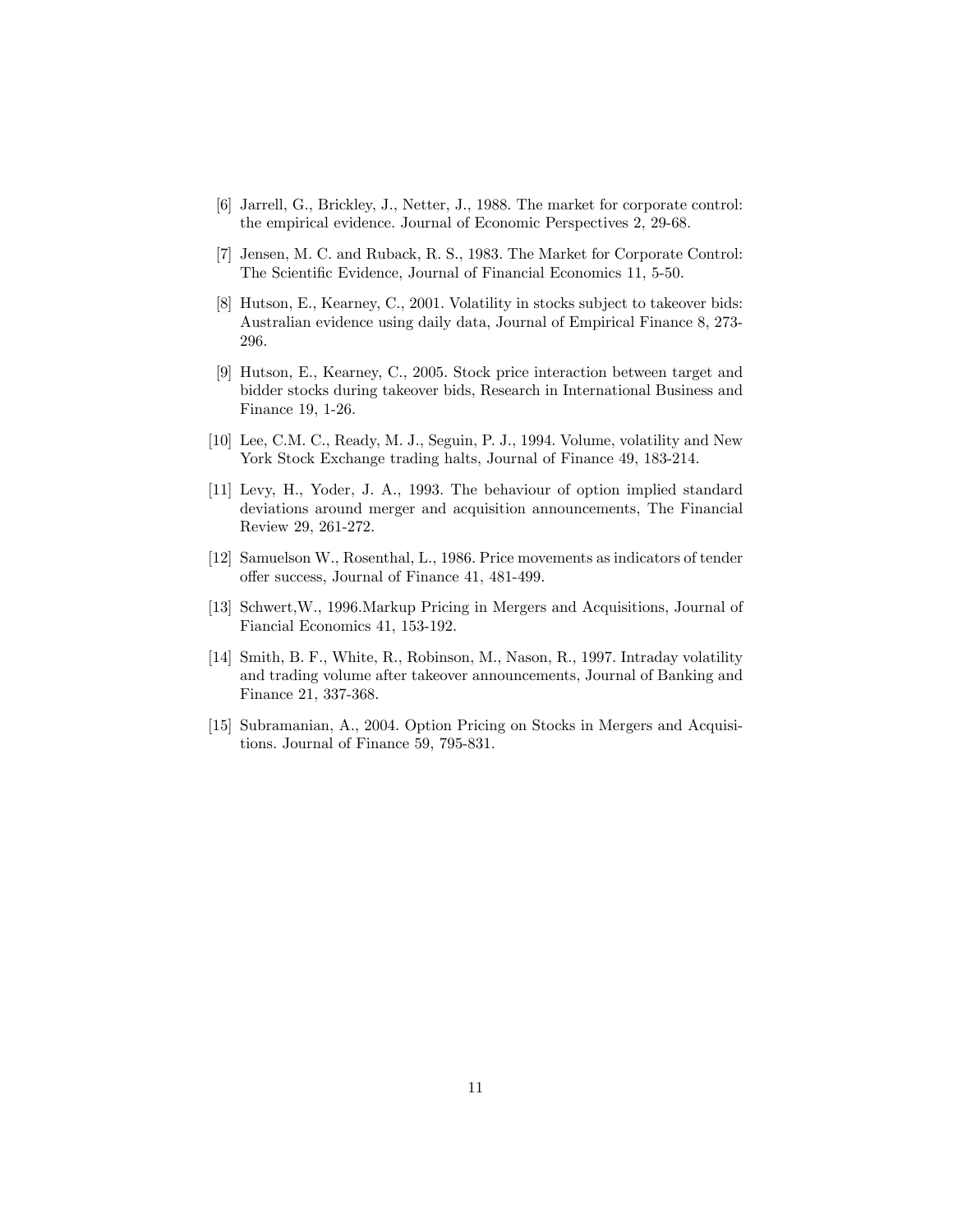[6] Jarrell, G., Brickley, J., Netter, J., 1988. The market for corporate control: the empirical evidence. Journal of Economic Perspectives 2, 29-68.

[7] Jensen, M. C. and Ruback, R. S., 1983. The Market for Corporate Control: The Scientific Evidence, Journal of Financial Economics 11, 5-50.

[8] Hutson, E., Kearney, C., 2001. Volatility in stocks subject to takeover bids: Australian evidence using daily data, Journal of Empirical Finance 8, 273-296.

[9] Hutson, E., Kearney, C., 2005. Stock price interaction between target and bidder stocks during takeover bids, Research in International Business and Finance 19, 1-26.

[10] Lee, C.M. C., Ready, M. J., Seguin, P. J., 1994. Volume, volatility and New York Stock Exchange trading halts, Journal of Finance 49, 183-214.

[11] Levy, H., Yoder, J. A., 1993. The behaviour of option implied standard deviations around merger and acquisition announcements, The Financial Review 29, 261-272.

[12] Samuelson W., Rosenthal, L., 1986. Price movements as indicators of tender offer success, Journal of Finance 41, 481-499.

[13] Schwert,W., 1996.Markup Pricing in Mergers and Acquisitions, Journal of Fiancial Economics 41, 153-192.

[14] Smith, B. F., White, R., Robinson, M., Nason, R., 1997. Intraday volatility and trading volume after takeover announcements, Journal of Banking and Finance 21, 337-368.

[15] Subramanian, A., 2004. Option Pricing on Stocks in Mergers and Acquisitions. Journal of Finance 59, 795-831.